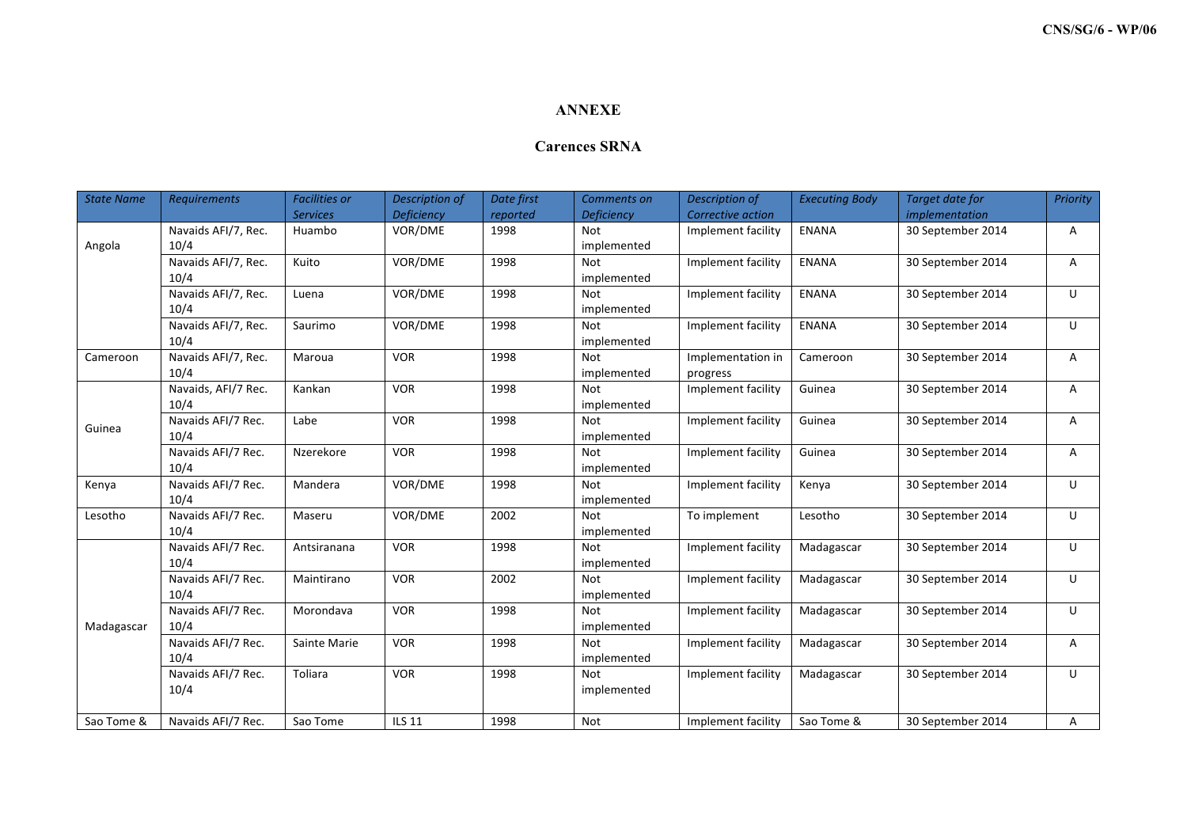## ANNEXE

## Carences SRNA

| *State Name* | *Requirements* | *Facilities or Services* | *Description of Deficiency* | *Date first reported* | *Comments on Deficiency* | *Description of Corrective action* | *Executing Body* | *Target date for implementation* | *Priority* |
|---|---|---|---|---|---|---|---|---|---|
| Angola | Navaids AFI/7, Rec. 10/4 | Huambo | VOR/DME | 1998 | Not implemented | Implement facility | ENANA | 30 September 2014 | A |
| | Navaids AFI/7, Rec. 10/4 | Kuito | VOR/DME | 1998 | Not implemented | Implement facility | ENANA | 30 September 2014 | A |
| | Navaids AFI/7, Rec. 10/4 | Luena | VOR/DME | 1998 | Not implemented | Implement facility | ENANA | 30 September 2014 | U |
| | Navaids AFI/7, Rec. 10/4 | Saurimo | VOR/DME | 1998 | Not implemented | Implement facility | ENANA | 30 September 2014 | U |
| Cameroon | Navaids AFI/7, Rec. 10/4 | Maroua | VOR | 1998 | Not implemented | Implementation in progress | Cameroon | 30 September 2014 | A |
| Guinea | Navaids, AFI/7 Rec. 10/4 | Kankan | VOR | 1998 | Not implemented | Implement facility | Guinea | 30 September 2014 | A |
| | Navaids AFI/7 Rec. 10/4 | Labe | VOR | 1998 | Not implemented | Implement facility | Guinea | 30 September 2014 | A |
| | Navaids AFI/7 Rec. 10/4 | Nzerekore | VOR | 1998 | Not implemented | Implement facility | Guinea | 30 September 2014 | A |
| Kenya | Navaids AFI/7 Rec. 10/4 | Mandera | VOR/DME | 1998 | Not implemented | Implement facility | Kenya | 30 September 2014 | U |
| Lesotho | Navaids AFI/7 Rec. 10/4 | Maseru | VOR/DME | 2002 | Not implemented | To implement | Lesotho | 30 September 2014 | U |
| Madagascar | Navaids AFI/7 Rec. 10/4 | Antsiranana | VOR | 1998 | Not implemented | Implement facility | Madagascar | 30 September 2014 | U |
| | Navaids AFI/7 Rec. 10/4 | Maintirano | VOR | 2002 | Not implemented | Implement facility | Madagascar | 30 September 2014 | U |
| | Navaids AFI/7 Rec. 10/4 | Morondava | VOR | 1998 | Not implemented | Implement facility | Madagascar | 30 September 2014 | U |
| | Navaids AFI/7 Rec. 10/4 | Sainte Marie | VOR | 1998 | Not implemented | Implement facility | Madagascar | 30 September 2014 | A |
| | Navaids AFI/7 Rec. 10/4 | Toliara | VOR | 1998 | Not implemented | Implement facility | Madagascar | 30 September 2014 | U |
| Sao Tome & | Navaids AFI/7 Rec. | Sao Tome | ILS 11 | 1998 | Not | Implement facility | Sao Tome & | 30 September 2014 | A |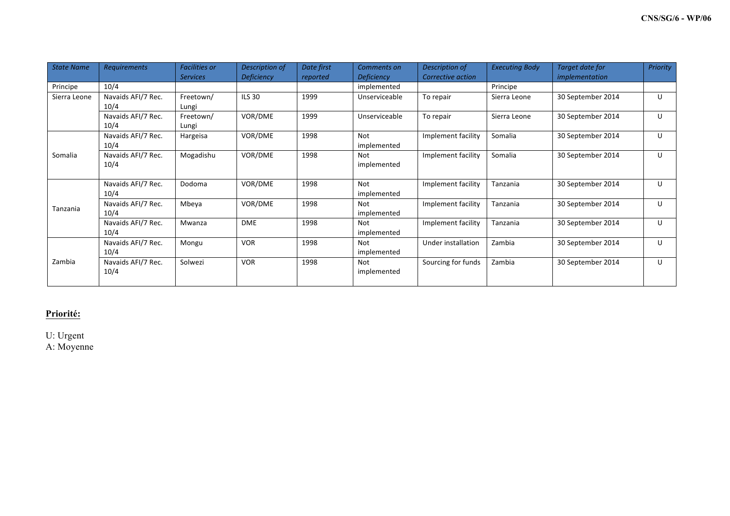| *State Name* | *Requirements* | *Facilities or Services* | *Description of Deficiency* | *Date first reported* | *Comments on Deficiency* | *Description of Corrective action* | *Executing Body* | *Target date for implementation* | *Priority* |
|---|---|---|---|---|---|---|---|---|---|
| Principe | 10/4 | | | | implemented | | Principe | | |
| Sierra Leone | Navaids AFI/7 Rec. 10/4 | Freetown/ Lungi | ILS 30 | 1999 | Unserviceable | To repair | Sierra Leone | 30 September 2014 | U |
| | Navaids AFI/7 Rec. 10/4 | Freetown/ Lungi | VOR/DME | 1999 | Unserviceable | To repair | Sierra Leone | 30 September 2014 | U |
| Somalia | Navaids AFI/7 Rec. 10/4 | Hargeisa | VOR/DME | 1998 | Not implemented | Implement facility | Somalia | 30 September 2014 | U |
| | Navaids AFI/7 Rec. 10/4 | Mogadishu | VOR/DME | 1998 | Not implemented | Implement facility | Somalia | 30 September 2014 | U |
| Tanzania | Navaids AFI/7 Rec. 10/4 | Dodoma | VOR/DME | 1998 | Not implemented | Implement facility | Tanzania | 30 September 2014 | U |
| | Navaids AFI/7 Rec. 10/4 | Mbeya | VOR/DME | 1998 | Not implemented | Implement facility | Tanzania | 30 September 2014 | U |
| | Navaids AFI/7 Rec. 10/4 | Mwanza | DME | 1998 | Not implemented | Implement facility | Tanzania | 30 September 2014 | U |
| Zambia | Navaids AFI/7 Rec. 10/4 | Mongu | VOR | 1998 | Not implemented | Under installation | Zambia | 30 September 2014 | U |
| | Navaids AFI/7 Rec. 10/4 | Solwezi | VOR | 1998 | Not implemented | Sourcing for funds | Zambia | 30 September 2014 | U |

**Priorité:**

U: Urgent
A: Moyenne